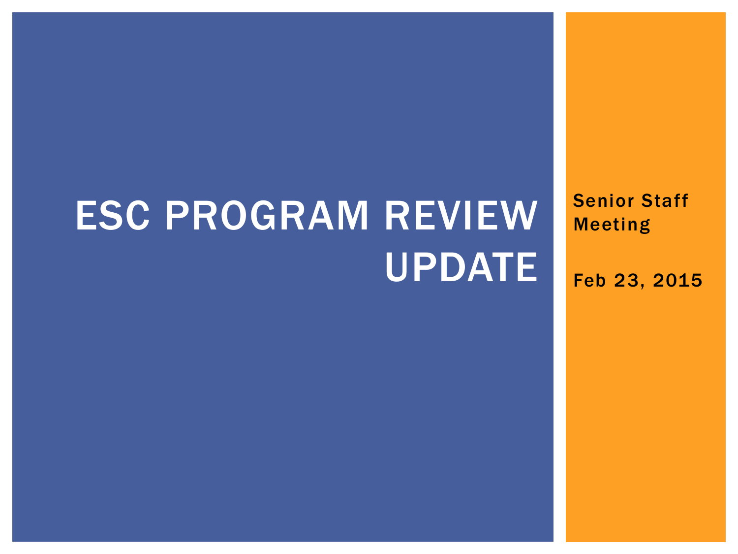# ESC PROGRAM REVIEW UPDATE

Senior Staff Meeting

Feb 23, 2015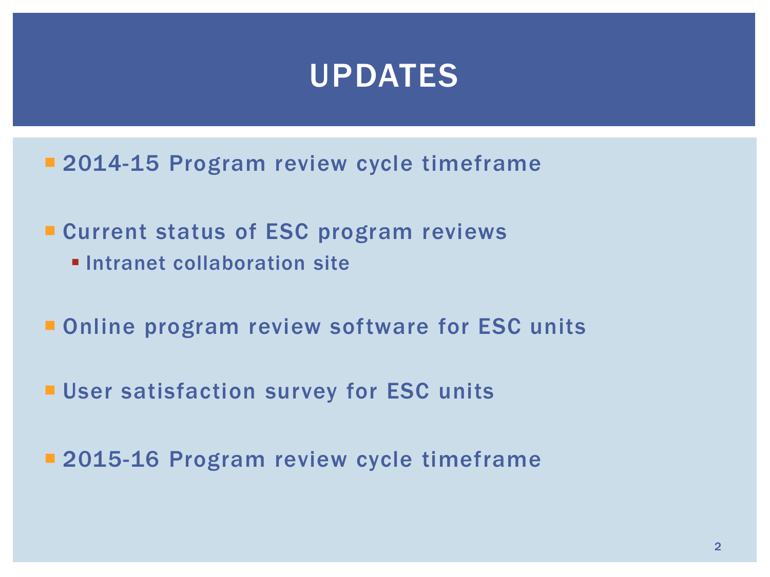# UPDATES

- 2014-15 Program review cycle timeframe
- Current status of ESC program reviews
  - Intranet collaboration site
- Online program review software for ESC units
- User satisfaction survey for ESC units
- 2015-16 Program review cycle timeframe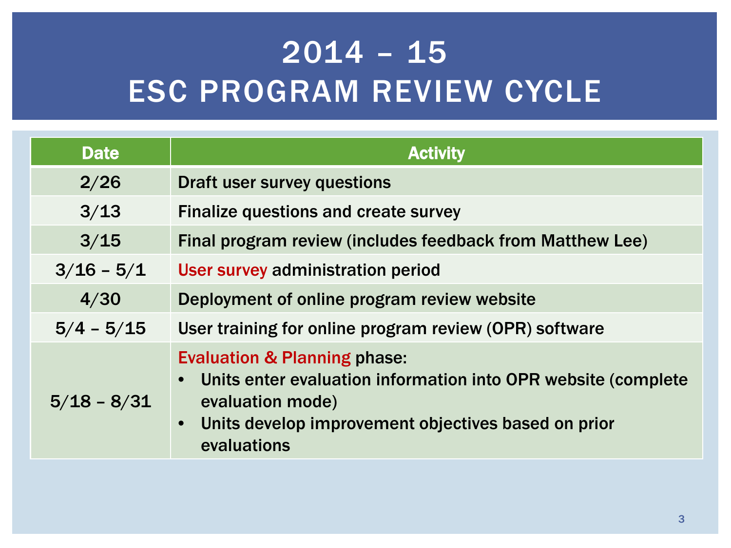# 2014 – 15 ESC PROGRAM REVIEW CYCLE

| Date | Activity |
| --- | --- |
| 2/26 | Draft user survey questions |
| 3/13 | Finalize questions and create survey |
| 3/15 | Final program review (includes feedback from Matthew Lee) |
| 3/16 – 5/1 | User survey administration period |
| 4/30 | Deployment of online program review website |
| 5/4 – 5/15 | User training for online program review (OPR) software |
| 5/18 – 8/31 | Evaluation & Planning phase:<br>• Units enter evaluation information into OPR website (complete evaluation mode)<br>• Units develop improvement objectives based on prior evaluations |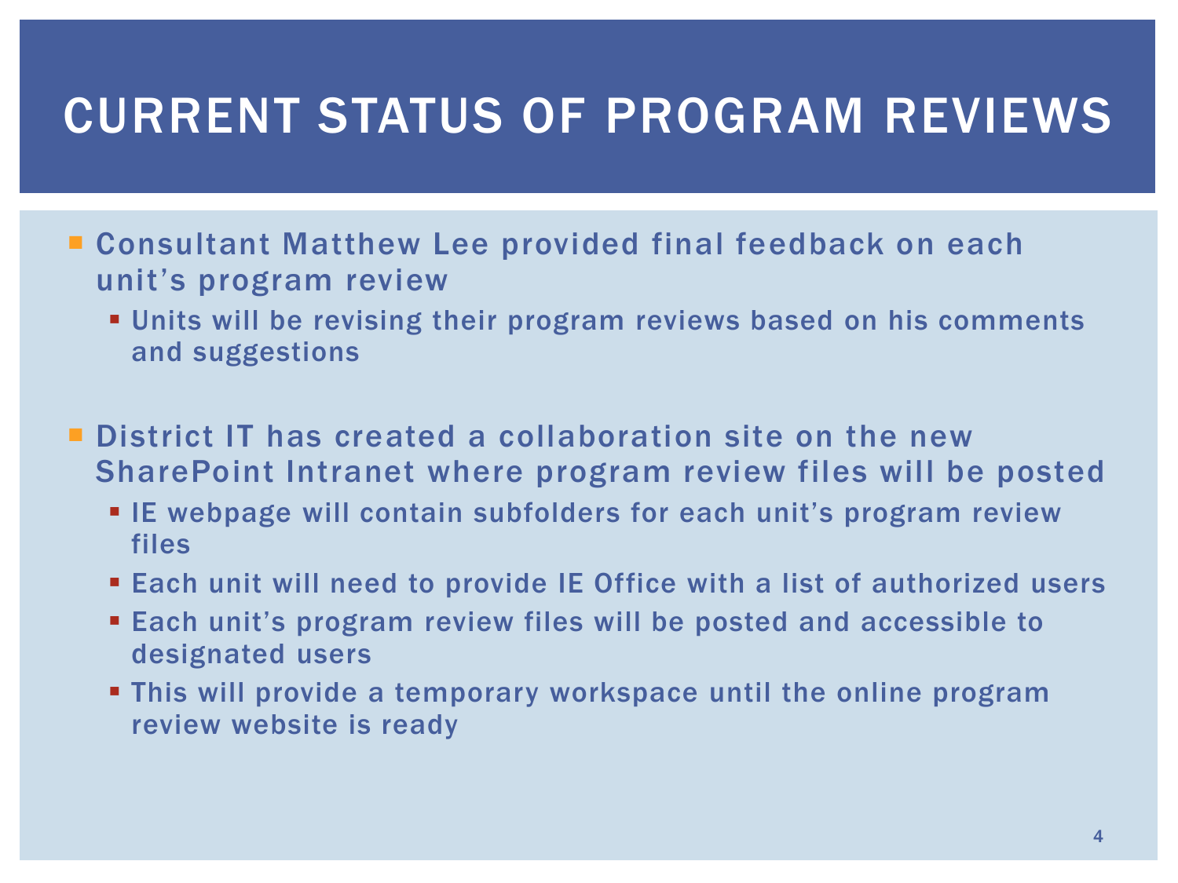# CURRENT STATUS OF PROGRAM REVIEWS

- Consultant Matthew Lee provided final feedback on each unit's program review
  - Units will be revising their program reviews based on his comments and suggestions

- District IT has created a collaboration site on the new SharePoint Intranet where program review files will be posted
  - IE webpage will contain subfolders for each unit's program review files
  - Each unit will need to provide IE Office with a list of authorized users
  - Each unit's program review files will be posted and accessible to designated users
  - This will provide a temporary workspace until the online program review website is ready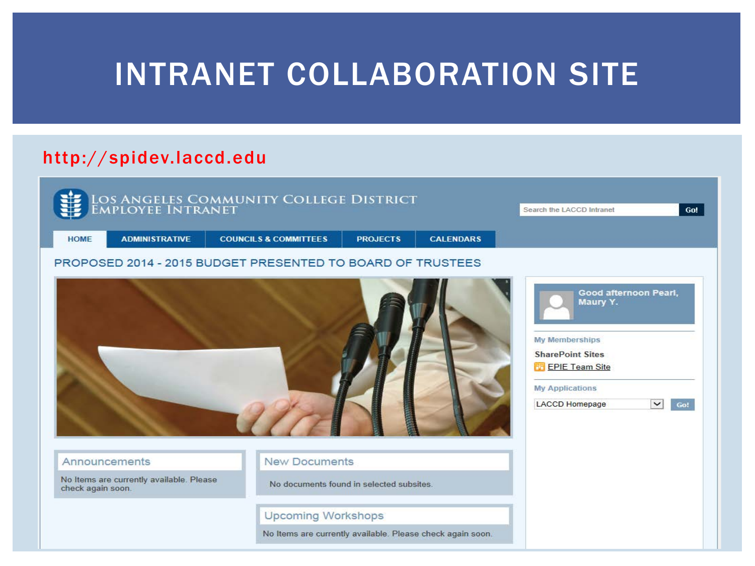# INTRANET COLLABORATION SITE

http://spidev.laccd.edu

LOS ANGELES COMMUNITY COLLEGE DISTRICT
EMPLOYEE INTRANET

Search the LACCD Intranet | Go!

HOME | ADMINISTRATIVE | COUNCILS & COMMITTEES | PROJECTS | CALENDARS

## PROPOSED 2014 - 2015 BUDGET PRESENTED TO BOARD OF TRUSTEES

Good afternoon Pearl, Maury Y.

**My Memberships**

**SharePoint Sites**

EPIE Team Site

**My Applications**

LACCD Homepage | Go!

### Announcements

No Items are currently available. Please check again soon.

### New Documents

No documents found in selected subsites.

### Upcoming Workshops

No Items are currently available. Please check again soon.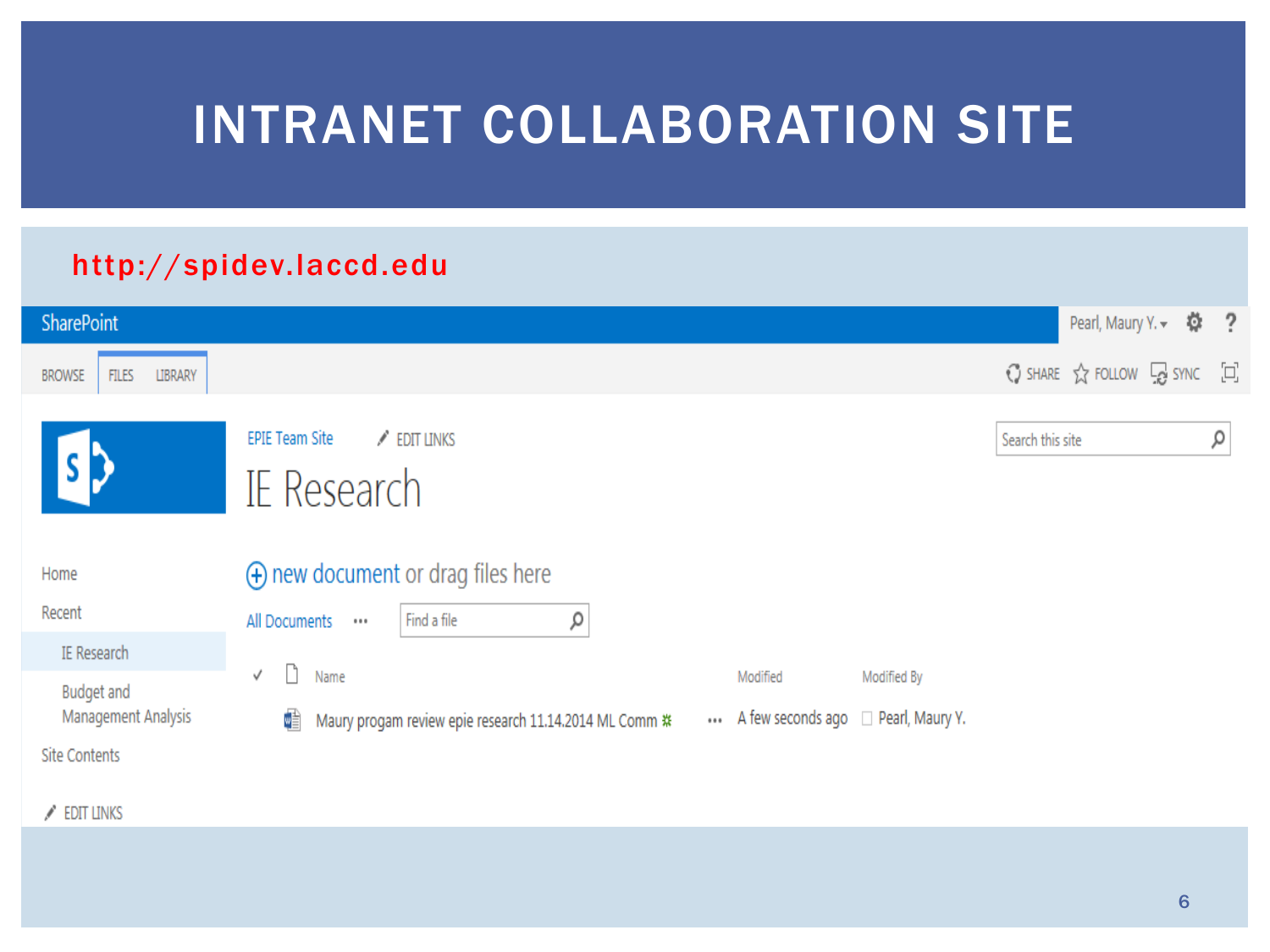# INTRANET COLLABORATION SITE

http://spidev.laccd.edu

SharePoint

Pearl, Maury Y.

BROWSE FILES LIBRARY

SHARE FOLLOW SYNC

EPIE Team Site EDIT LINKS

## IE Research

Search this site

- Home
- Recent
  - IE Research
  - Budget and Management Analysis
- Site Contents

EDIT LINKS

new document or drag files here

All Documents ••• Find a file

| ✓ | Name | Modified | Modified By |
|---|---|---|---|
| | Maury progam review epie research 11.14.2014 ML Comm ••• | A few seconds ago | Pearl, Maury Y. |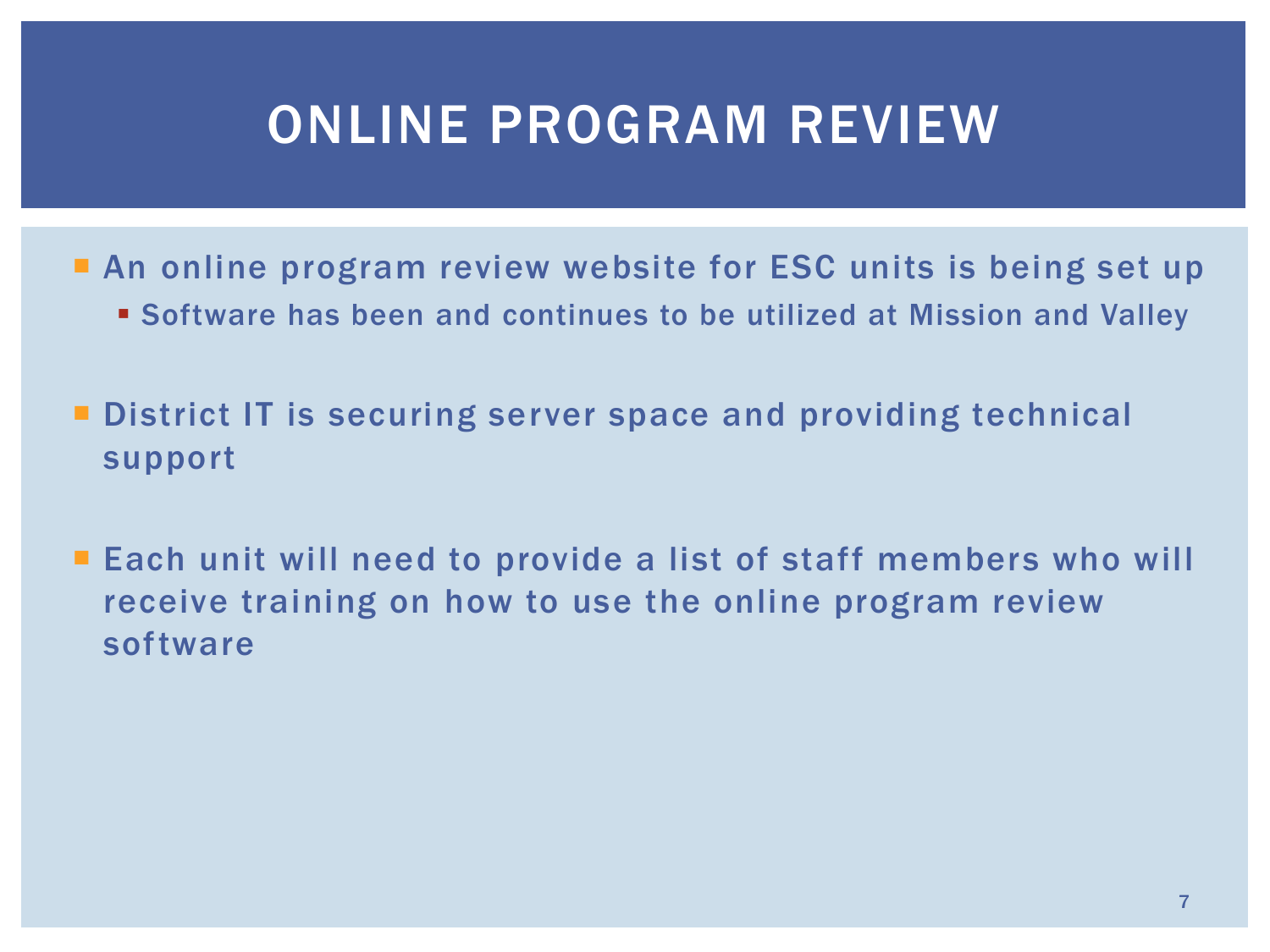# ONLINE PROGRAM REVIEW

- An online program review website for ESC units is being set up
  - Software has been and continues to be utilized at Mission and Valley
- District IT is securing server space and providing technical support
- Each unit will need to provide a list of staff members who will receive training on how to use the online program review software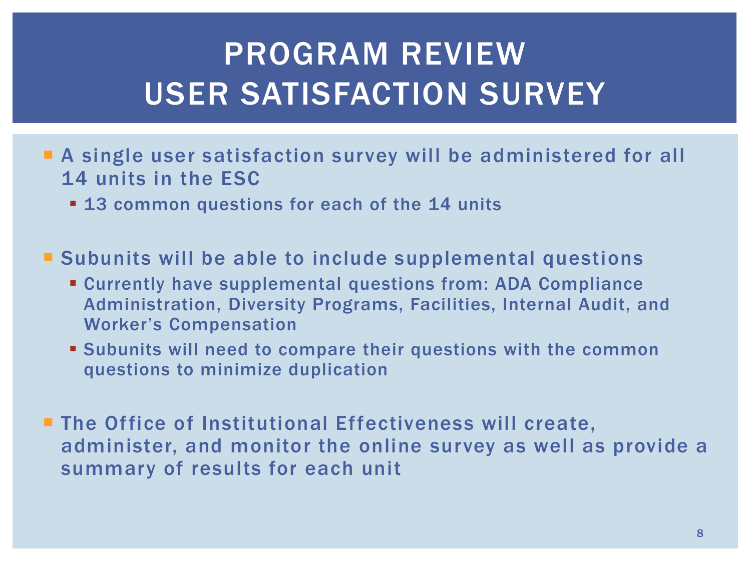# PROGRAM REVIEW USER SATISFACTION SURVEY

- A single user satisfaction survey will be administered for all 14 units in the ESC
  - 13 common questions for each of the 14 units
- Subunits will be able to include supplemental questions
  - Currently have supplemental questions from: ADA Compliance Administration, Diversity Programs, Facilities, Internal Audit, and Worker's Compensation
  - Subunits will need to compare their questions with the common questions to minimize duplication
- The Office of Institutional Effectiveness will create, administer, and monitor the online survey as well as provide a summary of results for each unit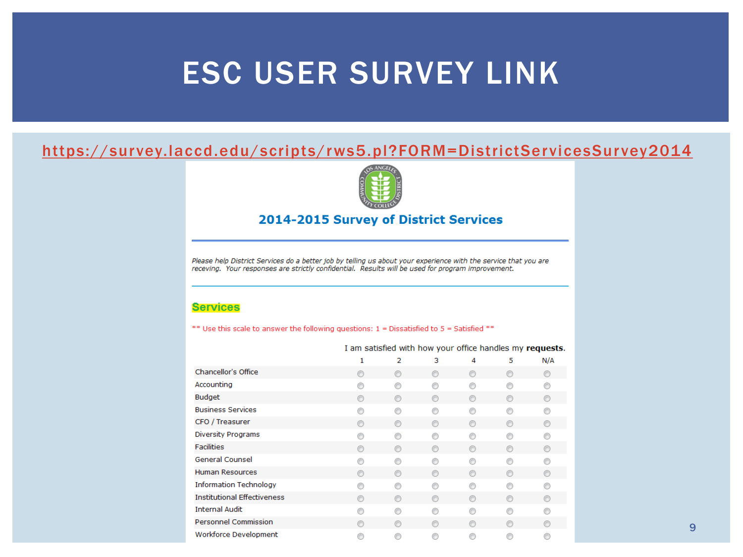# ESC USER SURVEY LINK

https://survey.laccd.edu/scripts/rws5.pl?FORM=DistrictServicesSurvey2014

## 2014-2015 Survey of District Services

*Please help District Services do a better job by telling us about your experience with the service that you are receving. Your responses are strictly confidential. Results will be used for program improvement.*

### Services

** Use this scale to answer the following questions: 1 = Dissatisfied to 5 = Satisfied **

I am satisfied with how your office handles my **requests**.

| | 1 | 2 | 3 | 4 | 5 | N/A |
|---|---|---|---|---|---|---|
| Chancellor's Office | ○ | ○ | ○ | ○ | ○ | ○ |
| Accounting | ○ | ○ | ○ | ○ | ○ | ○ |
| Budget | ○ | ○ | ○ | ○ | ○ | ○ |
| Business Services | ○ | ○ | ○ | ○ | ○ | ○ |
| CFO / Treasurer | ○ | ○ | ○ | ○ | ○ | ○ |
| Diversity Programs | ○ | ○ | ○ | ○ | ○ | ○ |
| Facilities | ○ | ○ | ○ | ○ | ○ | ○ |
| General Counsel | ○ | ○ | ○ | ○ | ○ | ○ |
| Human Resources | ○ | ○ | ○ | ○ | ○ | ○ |
| Information Technology | ○ | ○ | ○ | ○ | ○ | ○ |
| Institutional Effectiveness | ○ | ○ | ○ | ○ | ○ | ○ |
| Internal Audit | ○ | ○ | ○ | ○ | ○ | ○ |
| Personnel Commission | ○ | ○ | ○ | ○ | ○ | ○ |
| Workforce Development | ○ | ○ | ○ | ○ | ○ | ○ |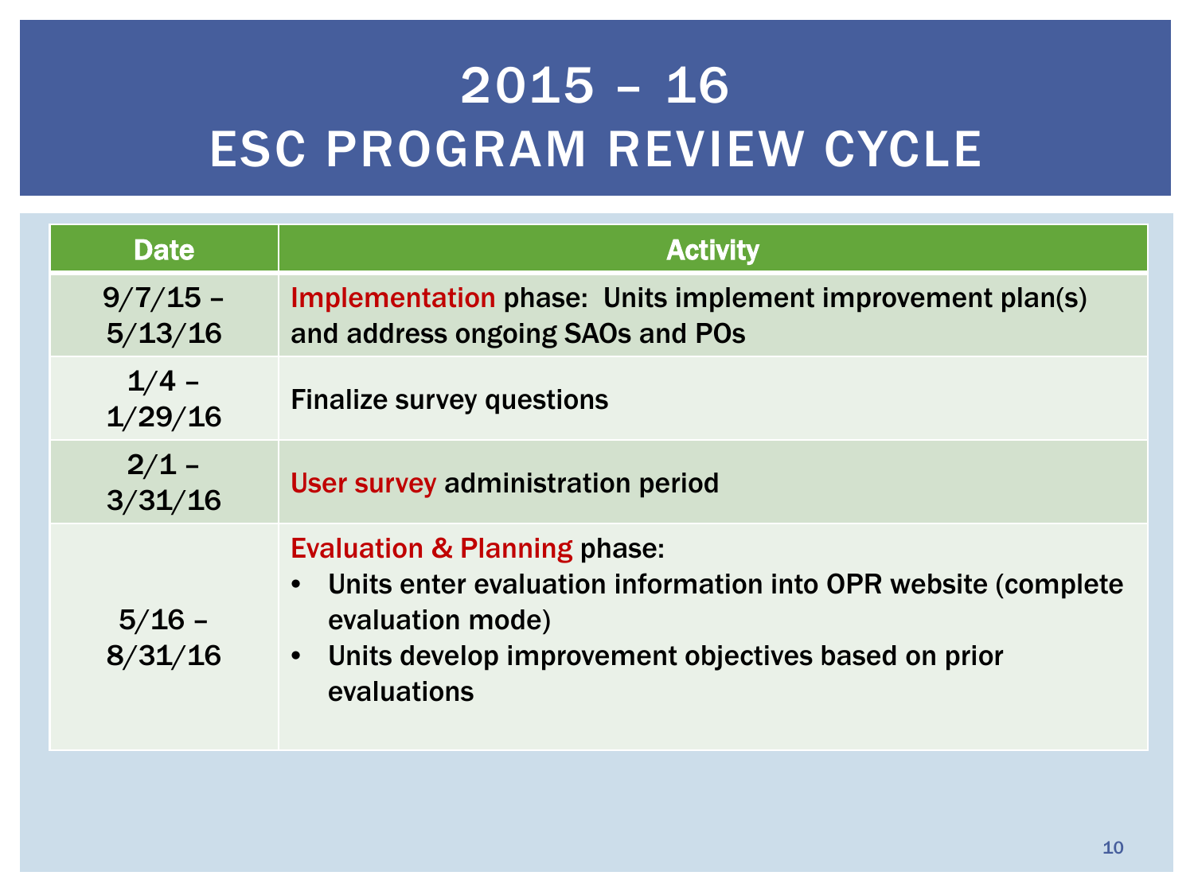# 2015 – 16
# ESC PROGRAM REVIEW CYCLE

| Date | Activity |
|---|---|
| 9/7/15 – 5/13/16 | Implementation phase: Units implement improvement plan(s) and address ongoing SAOs and POs |
| 1/4 – 1/29/16 | Finalize survey questions |
| 2/1 – 3/31/16 | User survey administration period |
| 5/16 – 8/31/16 | Evaluation & Planning phase:<br>• Units enter evaluation information into OPR website (complete evaluation mode)<br>• Units develop improvement objectives based on prior evaluations |